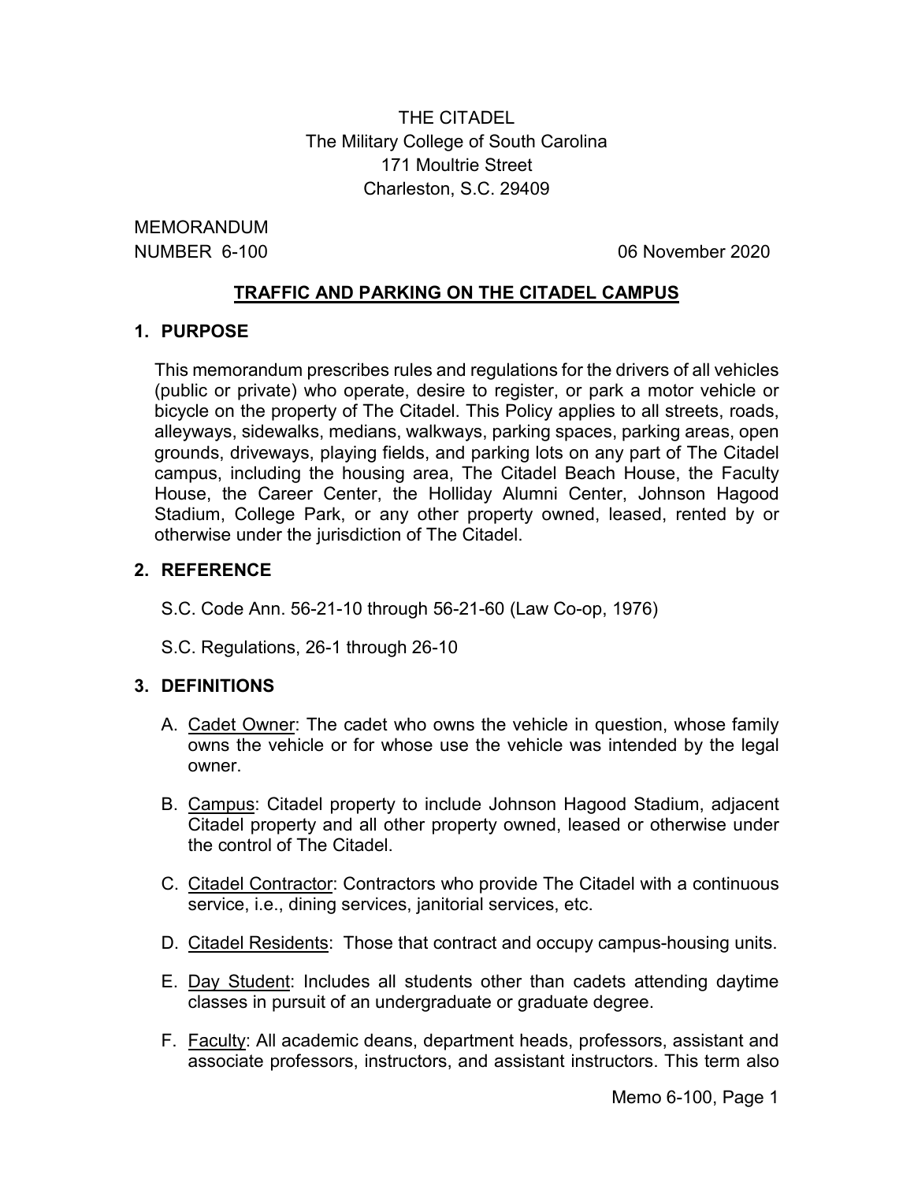THE CITADEL
The Military College of South Carolina
171 Moultrie Street
Charleston, S.C. 29409

MEMORANDUM
NUMBER 6-100 06 November 2020

## TRAFFIC AND PARKING ON THE CITADEL CAMPUS

### 1. PURPOSE

This memorandum prescribes rules and regulations for the drivers of all vehicles (public or private) who operate, desire to register, or park a motor vehicle or bicycle on the property of The Citadel. This Policy applies to all streets, roads, alleyways, sidewalks, medians, walkways, parking spaces, parking areas, open grounds, driveways, playing fields, and parking lots on any part of The Citadel campus, including the housing area, The Citadel Beach House, the Faculty House, the Career Center, the Holliday Alumni Center, Johnson Hagood Stadium, College Park, or any other property owned, leased, rented by or otherwise under the jurisdiction of The Citadel.

### 2. REFERENCE

S.C. Code Ann. 56-21-10 through 56-21-60 (Law Co-op, 1976)

S.C. Regulations, 26-1 through 26-10

### 3. DEFINITIONS

A. Cadet Owner: The cadet who owns the vehicle in question, whose family owns the vehicle or for whose use the vehicle was intended by the legal owner.

B. Campus: Citadel property to include Johnson Hagood Stadium, adjacent Citadel property and all other property owned, leased or otherwise under the control of The Citadel.

C. Citadel Contractor: Contractors who provide The Citadel with a continuous service, i.e., dining services, janitorial services, etc.

D. Citadel Residents: Those that contract and occupy campus-housing units.

E. Day Student: Includes all students other than cadets attending daytime classes in pursuit of an undergraduate or graduate degree.

F. Faculty: All academic deans, department heads, professors, assistant and associate professors, instructors, and assistant instructors. This term also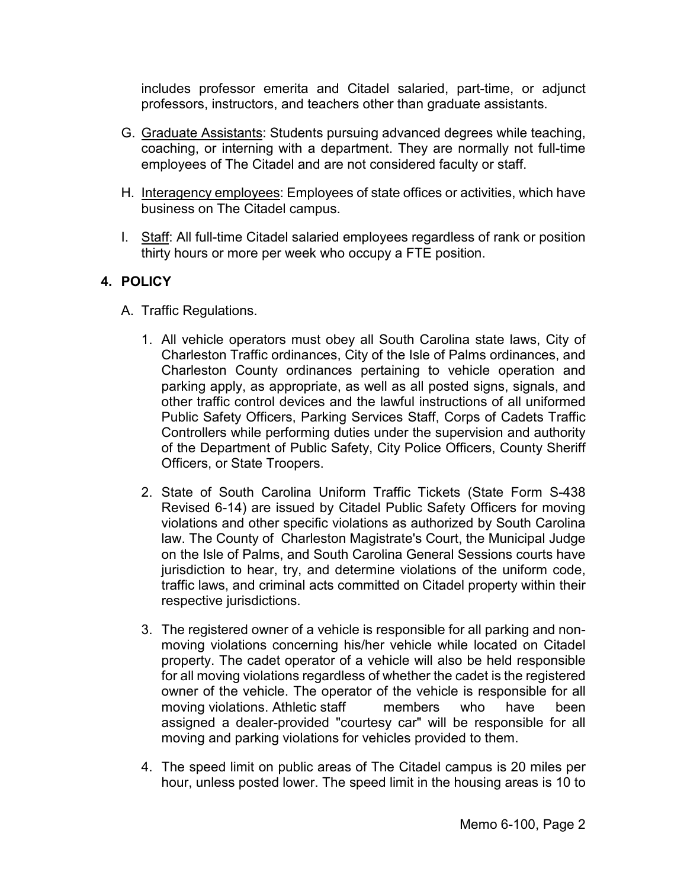includes professor emerita and Citadel salaried, part-time, or adjunct professors, instructors, and teachers other than graduate assistants.

G. <u>Graduate Assistants</u>: Students pursuing advanced degrees while teaching, coaching, or interning with a department. They are normally not full-time employees of The Citadel and are not considered faculty or staff.

H. <u>Interagency employees</u>: Employees of state offices or activities, which have business on The Citadel campus.

I. <u>Staff</u>: All full-time Citadel salaried employees regardless of rank or position thirty hours or more per week who occupy a FTE position.

## 4. POLICY

A. Traffic Regulations.

1. All vehicle operators must obey all South Carolina state laws, City of Charleston Traffic ordinances, City of the Isle of Palms ordinances, and Charleston County ordinances pertaining to vehicle operation and parking apply, as appropriate, as well as all posted signs, signals, and other traffic control devices and the lawful instructions of all uniformed Public Safety Officers, Parking Services Staff, Corps of Cadets Traffic Controllers while performing duties under the supervision and authority of the Department of Public Safety, City Police Officers, County Sheriff Officers, or State Troopers.

2. State of South Carolina Uniform Traffic Tickets (State Form S-438 Revised 6-14) are issued by Citadel Public Safety Officers for moving violations and other specific violations as authorized by South Carolina law. The County of Charleston Magistrate's Court, the Municipal Judge on the Isle of Palms, and South Carolina General Sessions courts have jurisdiction to hear, try, and determine violations of the uniform code, traffic laws, and criminal acts committed on Citadel property within their respective jurisdictions.

3. The registered owner of a vehicle is responsible for all parking and non-moving violations concerning his/her vehicle while located on Citadel property. The cadet operator of a vehicle will also be held responsible for all moving violations regardless of whether the cadet is the registered owner of the vehicle. The operator of the vehicle is responsible for all moving violations. Athletic staff members who have been assigned a dealer-provided "courtesy car" will be responsible for all moving and parking violations for vehicles provided to them.

4. The speed limit on public areas of The Citadel campus is 20 miles per hour, unless posted lower. The speed limit in the housing areas is 10 to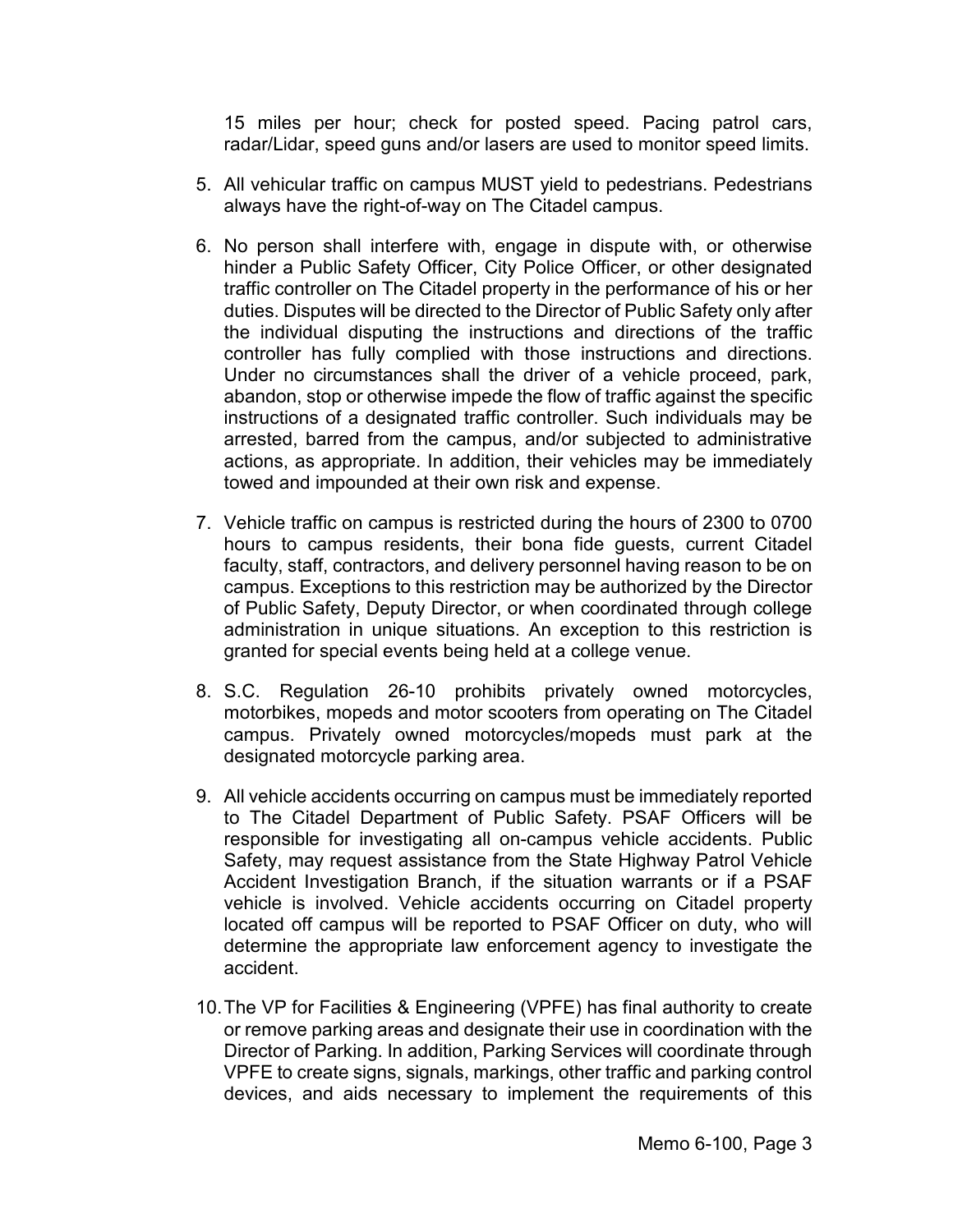15 miles per hour; check for posted speed. Pacing patrol cars, radar/Lidar, speed guns and/or lasers are used to monitor speed limits.

5. All vehicular traffic on campus MUST yield to pedestrians. Pedestrians always have the right-of-way on The Citadel campus.

6. No person shall interfere with, engage in dispute with, or otherwise hinder a Public Safety Officer, City Police Officer, or other designated traffic controller on The Citadel property in the performance of his or her duties. Disputes will be directed to the Director of Public Safety only after the individual disputing the instructions and directions of the traffic controller has fully complied with those instructions and directions. Under no circumstances shall the driver of a vehicle proceed, park, abandon, stop or otherwise impede the flow of traffic against the specific instructions of a designated traffic controller. Such individuals may be arrested, barred from the campus, and/or subjected to administrative actions, as appropriate. In addition, their vehicles may be immediately towed and impounded at their own risk and expense.

7. Vehicle traffic on campus is restricted during the hours of 2300 to 0700 hours to campus residents, their bona fide guests, current Citadel faculty, staff, contractors, and delivery personnel having reason to be on campus. Exceptions to this restriction may be authorized by the Director of Public Safety, Deputy Director, or when coordinated through college administration in unique situations. An exception to this restriction is granted for special events being held at a college venue.

8. S.C. Regulation 26-10 prohibits privately owned motorcycles, motorbikes, mopeds and motor scooters from operating on The Citadel campus. Privately owned motorcycles/mopeds must park at the designated motorcycle parking area.

9. All vehicle accidents occurring on campus must be immediately reported to The Citadel Department of Public Safety. PSAF Officers will be responsible for investigating all on-campus vehicle accidents. Public Safety, may request assistance from the State Highway Patrol Vehicle Accident Investigation Branch, if the situation warrants or if a PSAF vehicle is involved. Vehicle accidents occurring on Citadel property located off campus will be reported to PSAF Officer on duty, who will determine the appropriate law enforcement agency to investigate the accident.

10. The VP for Facilities & Engineering (VPFE) has final authority to create or remove parking areas and designate their use in coordination with the Director of Parking. In addition, Parking Services will coordinate through VPFE to create signs, signals, markings, other traffic and parking control devices, and aids necessary to implement the requirements of this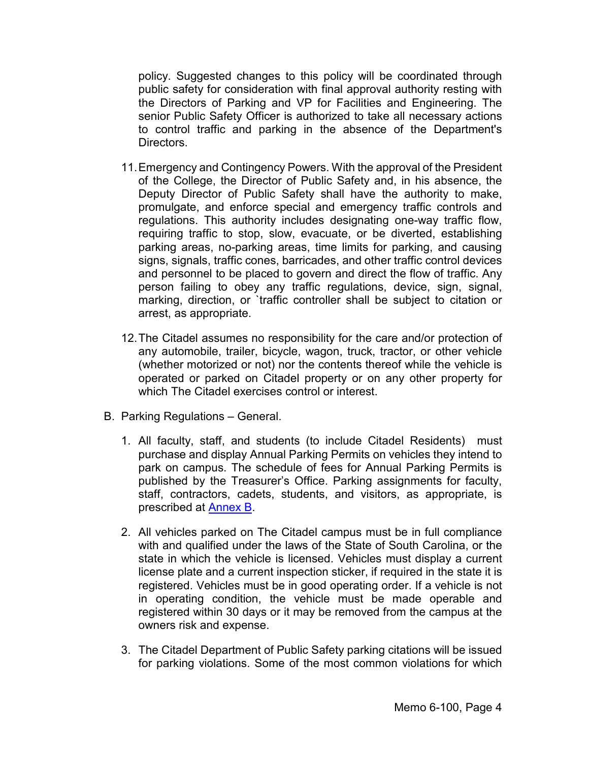policy. Suggested changes to this policy will be coordinated through public safety for consideration with final approval authority resting with the Directors of Parking and VP for Facilities and Engineering. The senior Public Safety Officer is authorized to take all necessary actions to control traffic and parking in the absence of the Department's Directors.

11. Emergency and Contingency Powers. With the approval of the President of the College, the Director of Public Safety and, in his absence, the Deputy Director of Public Safety shall have the authority to make, promulgate, and enforce special and emergency traffic controls and regulations. This authority includes designating one-way traffic flow, requiring traffic to stop, slow, evacuate, or be diverted, establishing parking areas, no-parking areas, time limits for parking, and causing signs, signals, traffic cones, barricades, and other traffic control devices and personnel to be placed to govern and direct the flow of traffic. Any person failing to obey any traffic regulations, device, sign, signal, marking, direction, or `traffic controller shall be subject to citation or arrest, as appropriate.

12. The Citadel assumes no responsibility for the care and/or protection of any automobile, trailer, bicycle, wagon, truck, tractor, or other vehicle (whether motorized or not) nor the contents thereof while the vehicle is operated or parked on Citadel property or on any other property for which The Citadel exercises control or interest.

B. Parking Regulations – General.

1. All faculty, staff, and students (to include Citadel Residents) must purchase and display Annual Parking Permits on vehicles they intend to park on campus. The schedule of fees for Annual Parking Permits is published by the Treasurer's Office. Parking assignments for faculty, staff, contractors, cadets, students, and visitors, as appropriate, is prescribed at Annex B.

2. All vehicles parked on The Citadel campus must be in full compliance with and qualified under the laws of the State of South Carolina, or the state in which the vehicle is licensed. Vehicles must display a current license plate and a current inspection sticker, if required in the state it is registered. Vehicles must be in good operating order. If a vehicle is not in operating condition, the vehicle must be made operable and registered within 30 days or it may be removed from the campus at the owners risk and expense.

3. The Citadel Department of Public Safety parking citations will be issued for parking violations. Some of the most common violations for which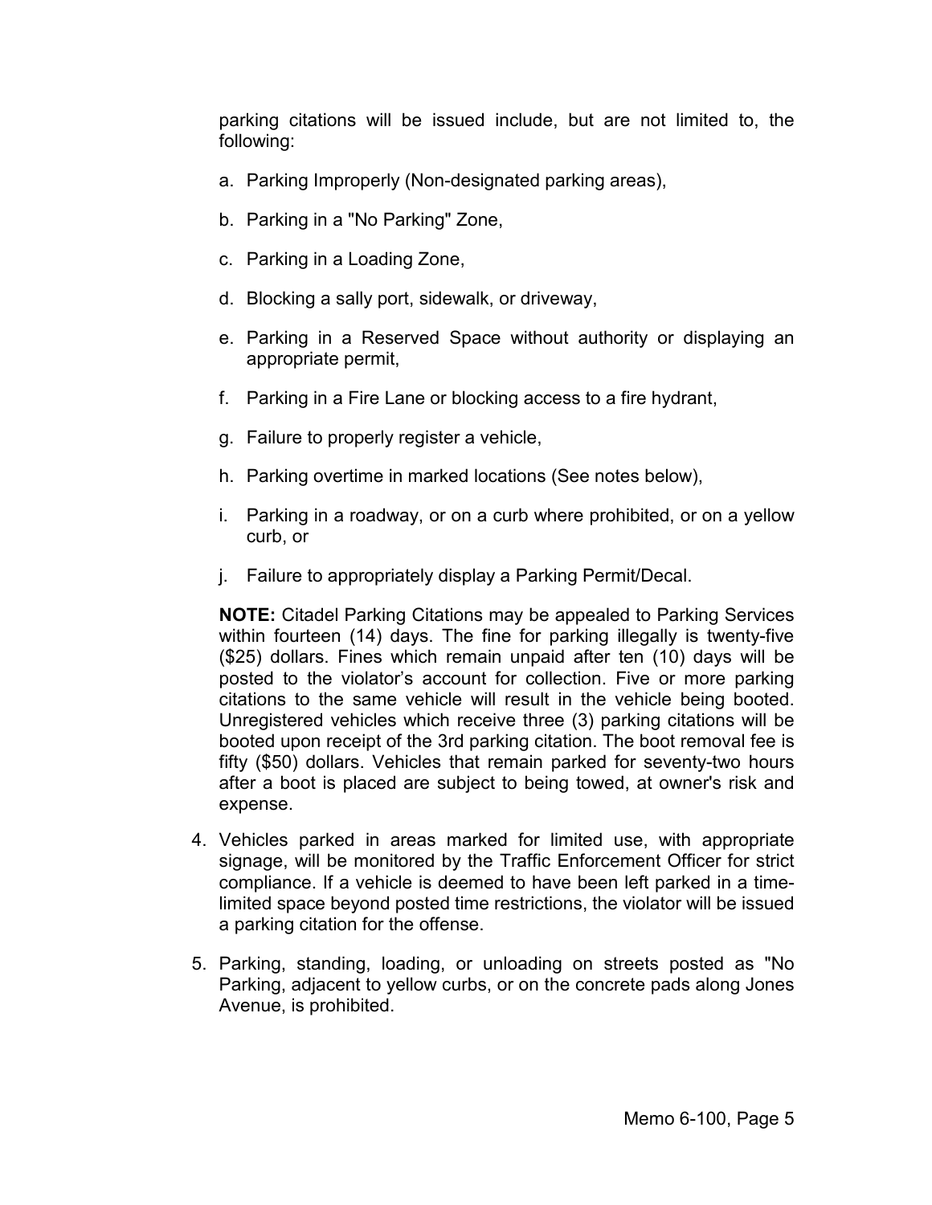parking citations will be issued include, but are not limited to, the following:

a. Parking Improperly (Non-designated parking areas),

b. Parking in a "No Parking" Zone,

c. Parking in a Loading Zone,

d. Blocking a sally port, sidewalk, or driveway,

e. Parking in a Reserved Space without authority or displaying an appropriate permit,

f. Parking in a Fire Lane or blocking access to a fire hydrant,

g. Failure to properly register a vehicle,

h. Parking overtime in marked locations (See notes below),

i. Parking in a roadway, or on a curb where prohibited, or on a yellow curb, or

j. Failure to appropriately display a Parking Permit/Decal.

**NOTE:** Citadel Parking Citations may be appealed to Parking Services within fourteen (14) days. The fine for parking illegally is twenty-five ($25) dollars. Fines which remain unpaid after ten (10) days will be posted to the violator's account for collection. Five or more parking citations to the same vehicle will result in the vehicle being booted. Unregistered vehicles which receive three (3) parking citations will be booted upon receipt of the 3rd parking citation. The boot removal fee is fifty ($50) dollars. Vehicles that remain parked for seventy-two hours after a boot is placed are subject to being towed, at owner's risk and expense.

4. Vehicles parked in areas marked for limited use, with appropriate signage, will be monitored by the Traffic Enforcement Officer for strict compliance. If a vehicle is deemed to have been left parked in a time-limited space beyond posted time restrictions, the violator will be issued a parking citation for the offense.

5. Parking, standing, loading, or unloading on streets posted as "No Parking, adjacent to yellow curbs, or on the concrete pads along Jones Avenue, is prohibited.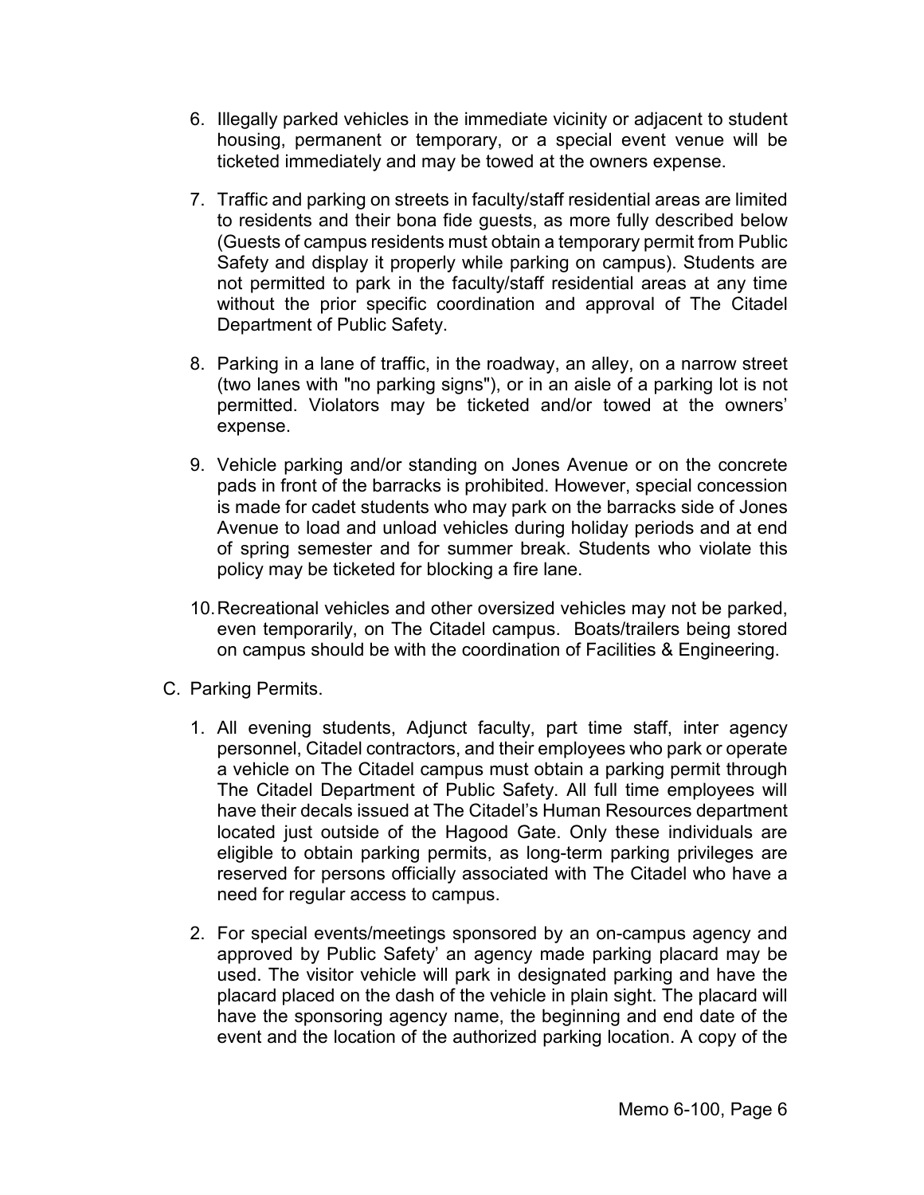6. Illegally parked vehicles in the immediate vicinity or adjacent to student housing, permanent or temporary, or a special event venue will be ticketed immediately and may be towed at the owners expense.

7. Traffic and parking on streets in faculty/staff residential areas are limited to residents and their bona fide guests, as more fully described below (Guests of campus residents must obtain a temporary permit from Public Safety and display it properly while parking on campus). Students are not permitted to park in the faculty/staff residential areas at any time without the prior specific coordination and approval of The Citadel Department of Public Safety.

8. Parking in a lane of traffic, in the roadway, an alley, on a narrow street (two lanes with "no parking signs"), or in an aisle of a parking lot is not permitted. Violators may be ticketed and/or towed at the owners' expense.

9. Vehicle parking and/or standing on Jones Avenue or on the concrete pads in front of the barracks is prohibited. However, special concession is made for cadet students who may park on the barracks side of Jones Avenue to load and unload vehicles during holiday periods and at end of spring semester and for summer break. Students who violate this policy may be ticketed for blocking a fire lane.

10. Recreational vehicles and other oversized vehicles may not be parked, even temporarily, on The Citadel campus. Boats/trailers being stored on campus should be with the coordination of Facilities & Engineering.

C. Parking Permits.

1. All evening students, Adjunct faculty, part time staff, inter agency personnel, Citadel contractors, and their employees who park or operate a vehicle on The Citadel campus must obtain a parking permit through The Citadel Department of Public Safety. All full time employees will have their decals issued at The Citadel's Human Resources department located just outside of the Hagood Gate. Only these individuals are eligible to obtain parking permits, as long-term parking privileges are reserved for persons officially associated with The Citadel who have a need for regular access to campus.

2. For special events/meetings sponsored by an on-campus agency and approved by Public Safety' an agency made parking placard may be used. The visitor vehicle will park in designated parking and have the placard placed on the dash of the vehicle in plain sight. The placard will have the sponsoring agency name, the beginning and end date of the event and the location of the authorized parking location. A copy of the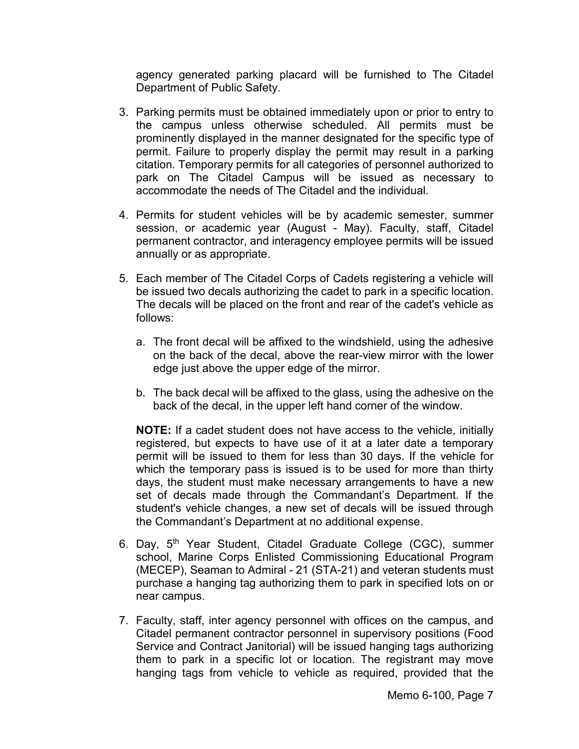agency generated parking placard will be furnished to The Citadel Department of Public Safety.

3. Parking permits must be obtained immediately upon or prior to entry to the campus unless otherwise scheduled. All permits must be prominently displayed in the manner designated for the specific type of permit. Failure to properly display the permit may result in a parking citation. Temporary permits for all categories of personnel authorized to park on The Citadel Campus will be issued as necessary to accommodate the needs of The Citadel and the individual.

4. Permits for student vehicles will be by academic semester, summer session, or academic year (August - May). Faculty, staff, Citadel permanent contractor, and interagency employee permits will be issued annually or as appropriate.

5. Each member of The Citadel Corps of Cadets registering a vehicle will be issued two decals authorizing the cadet to park in a specific location. The decals will be placed on the front and rear of the cadet's vehicle as follows:

   a. The front decal will be affixed to the windshield, using the adhesive on the back of the decal, above the rear-view mirror with the lower edge just above the upper edge of the mirror.

   b. The back decal will be affixed to the glass, using the adhesive on the back of the decal, in the upper left hand corner of the window.

   **NOTE:** If a cadet student does not have access to the vehicle, initially registered, but expects to have use of it at a later date a temporary permit will be issued to them for less than 30 days. If the vehicle for which the temporary pass is issued is to be used for more than thirty days, the student must make necessary arrangements to have a new set of decals made through the Commandant's Department. If the student's vehicle changes, a new set of decals will be issued through the Commandant's Department at no additional expense.

6. Day, 5th Year Student, Citadel Graduate College (CGC), summer school, Marine Corps Enlisted Commissioning Educational Program (MECEP), Seaman to Admiral - 21 (STA-21) and veteran students must purchase a hanging tag authorizing them to park in specified lots on or near campus.

7. Faculty, staff, inter agency personnel with offices on the campus, and Citadel permanent contractor personnel in supervisory positions (Food Service and Contract Janitorial) will be issued hanging tags authorizing them to park in a specific lot or location. The registrant may move hanging tags from vehicle to vehicle as required, provided that the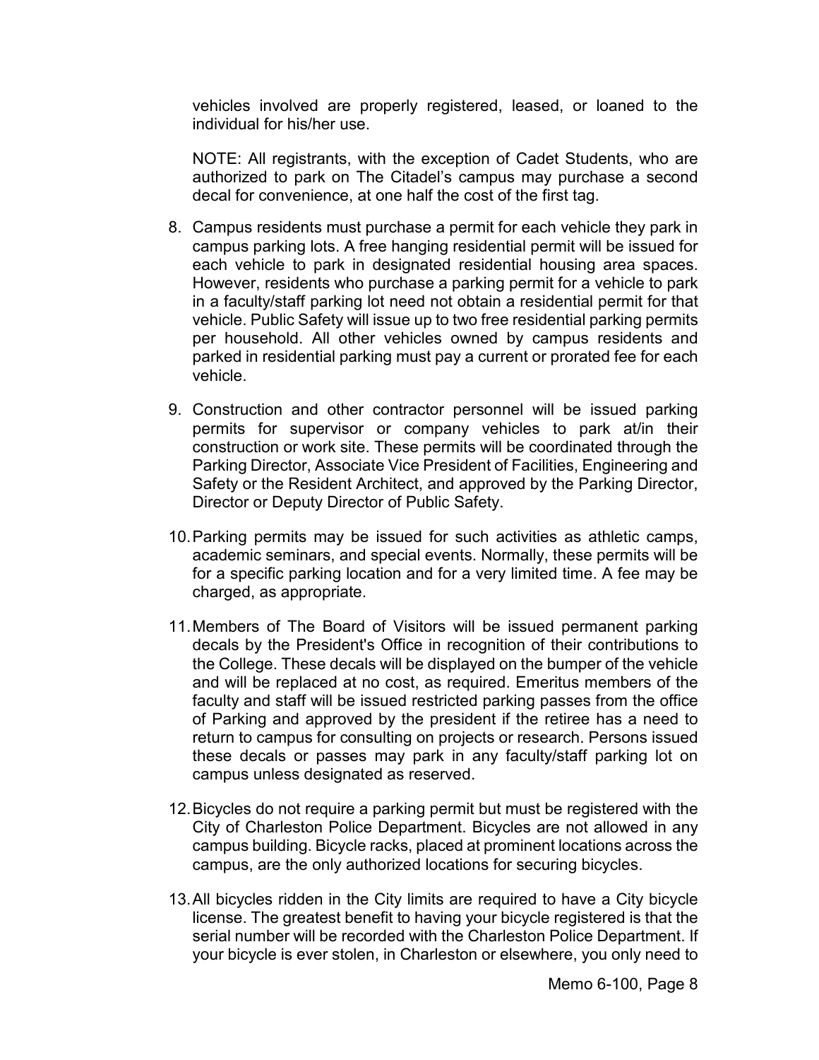vehicles involved are properly registered, leased, or loaned to the individual for his/her use.

NOTE: All registrants, with the exception of Cadet Students, who are authorized to park on The Citadel's campus may purchase a second decal for convenience, at one half the cost of the first tag.

8. Campus residents must purchase a permit for each vehicle they park in campus parking lots. A free hanging residential permit will be issued for each vehicle to park in designated residential housing area spaces. However, residents who purchase a parking permit for a vehicle to park in a faculty/staff parking lot need not obtain a residential permit for that vehicle. Public Safety will issue up to two free residential parking permits per household. All other vehicles owned by campus residents and parked in residential parking must pay a current or prorated fee for each vehicle.

9. Construction and other contractor personnel will be issued parking permits for supervisor or company vehicles to park at/in their construction or work site. These permits will be coordinated through the Parking Director, Associate Vice President of Facilities, Engineering and Safety or the Resident Architect, and approved by the Parking Director, Director or Deputy Director of Public Safety.

10. Parking permits may be issued for such activities as athletic camps, academic seminars, and special events. Normally, these permits will be for a specific parking location and for a very limited time. A fee may be charged, as appropriate.

11. Members of The Board of Visitors will be issued permanent parking decals by the President's Office in recognition of their contributions to the College. These decals will be displayed on the bumper of the vehicle and will be replaced at no cost, as required. Emeritus members of the faculty and staff will be issued restricted parking passes from the office of Parking and approved by the president if the retiree has a need to return to campus for consulting on projects or research. Persons issued these decals or passes may park in any faculty/staff parking lot on campus unless designated as reserved.

12. Bicycles do not require a parking permit but must be registered with the City of Charleston Police Department. Bicycles are not allowed in any campus building. Bicycle racks, placed at prominent locations across the campus, are the only authorized locations for securing bicycles.

13. All bicycles ridden in the City limits are required to have a City bicycle license. The greatest benefit to having your bicycle registered is that the serial number will be recorded with the Charleston Police Department. If your bicycle is ever stolen, in Charleston or elsewhere, you only need to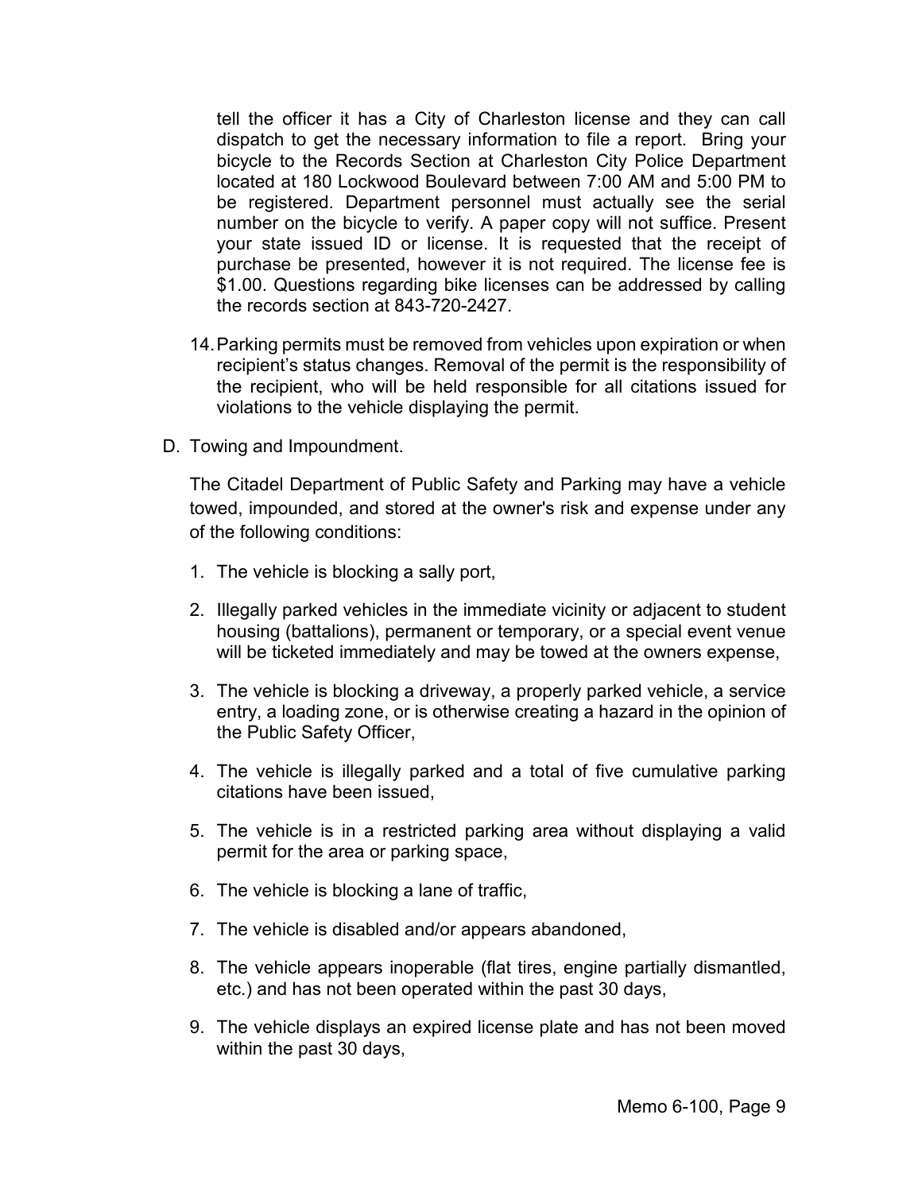tell the officer it has a City of Charleston license and they can call dispatch to get the necessary information to file a report. Bring your bicycle to the Records Section at Charleston City Police Department located at 180 Lockwood Boulevard between 7:00 AM and 5:00 PM to be registered. Department personnel must actually see the serial number on the bicycle to verify. A paper copy will not suffice. Present your state issued ID or license. It is requested that the receipt of purchase be presented, however it is not required. The license fee is $1.00. Questions regarding bike licenses can be addressed by calling the records section at 843-720-2427.

14. Parking permits must be removed from vehicles upon expiration or when recipient's status changes. Removal of the permit is the responsibility of the recipient, who will be held responsible for all citations issued for violations to the vehicle displaying the permit.

D. Towing and Impoundment.

The Citadel Department of Public Safety and Parking may have a vehicle towed, impounded, and stored at the owner's risk and expense under any of the following conditions:

1. The vehicle is blocking a sally port,
2. Illegally parked vehicles in the immediate vicinity or adjacent to student housing (battalions), permanent or temporary, or a special event venue will be ticketed immediately and may be towed at the owners expense,
3. The vehicle is blocking a driveway, a properly parked vehicle, a service entry, a loading zone, or is otherwise creating a hazard in the opinion of the Public Safety Officer,
4. The vehicle is illegally parked and a total of five cumulative parking citations have been issued,
5. The vehicle is in a restricted parking area without displaying a valid permit for the area or parking space,
6. The vehicle is blocking a lane of traffic,
7. The vehicle is disabled and/or appears abandoned,
8. The vehicle appears inoperable (flat tires, engine partially dismantled, etc.) and has not been operated within the past 30 days,
9. The vehicle displays an expired license plate and has not been moved within the past 30 days,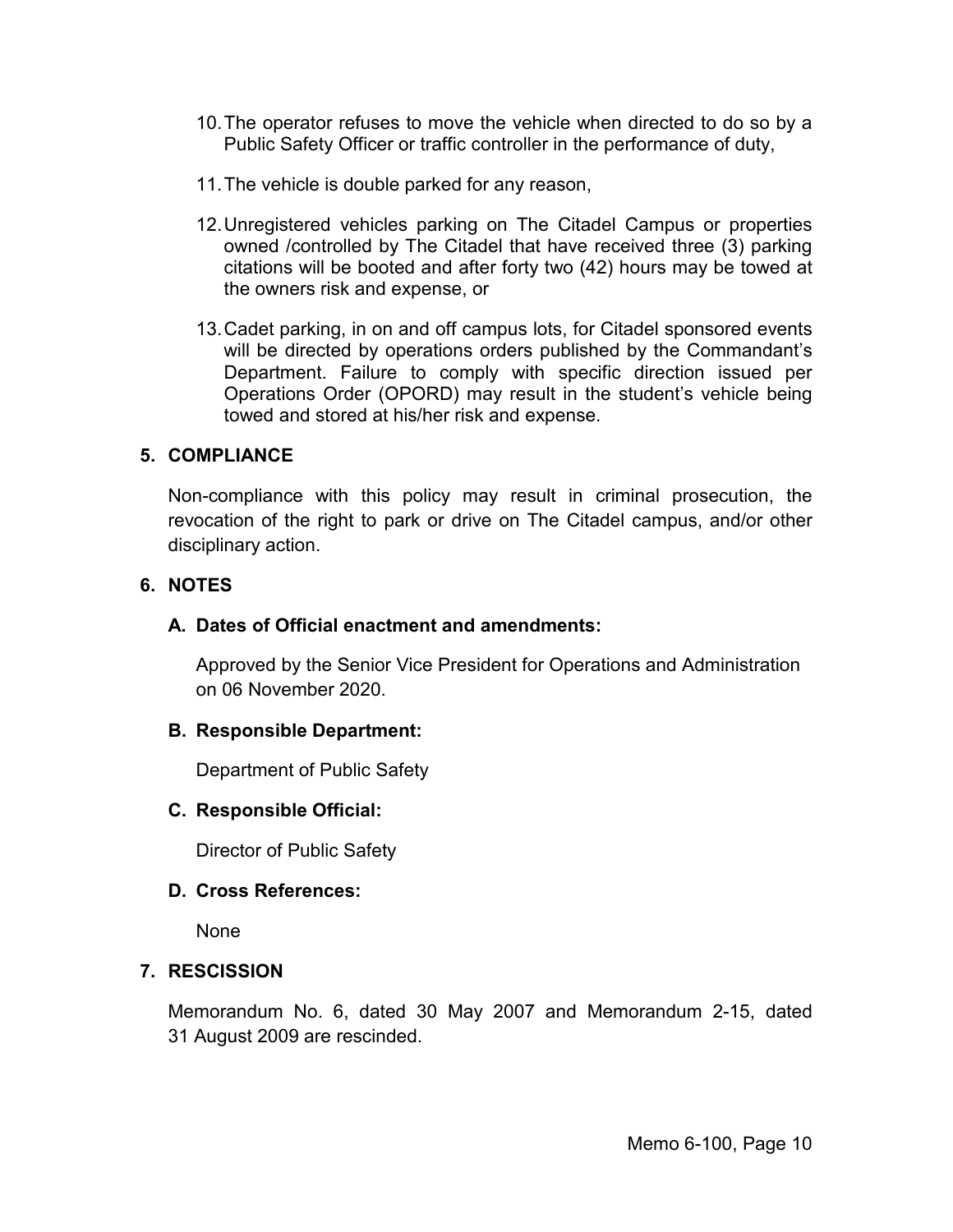10. The operator refuses to move the vehicle when directed to do so by a Public Safety Officer or traffic controller in the performance of duty,

11. The vehicle is double parked for any reason,

12. Unregistered vehicles parking on The Citadel Campus or properties owned /controlled by The Citadel that have received three (3) parking citations will be booted and after forty two (42) hours may be towed at the owners risk and expense, or

13. Cadet parking, in on and off campus lots, for Citadel sponsored events will be directed by operations orders published by the Commandant's Department. Failure to comply with specific direction issued per Operations Order (OPORD) may result in the student's vehicle being towed and stored at his/her risk and expense.

## 5. COMPLIANCE

Non-compliance with this policy may result in criminal prosecution, the revocation of the right to park or drive on The Citadel campus, and/or other disciplinary action.

## 6. NOTES

### A. Dates of Official enactment and amendments:

Approved by the Senior Vice President for Operations and Administration on 06 November 2020.

### B. Responsible Department:

Department of Public Safety

### C. Responsible Official:

Director of Public Safety

### D. Cross References:

None

## 7. RESCISSION

Memorandum No. 6, dated 30 May 2007 and Memorandum 2-15, dated 31 August 2009 are rescinded.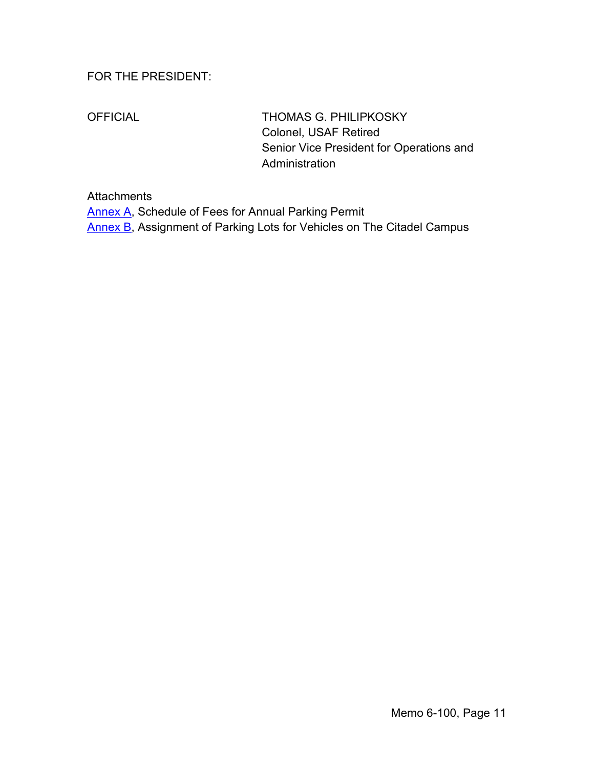FOR THE PRESIDENT:

OFFICIAL

THOMAS G. PHILIPKOSKY
Colonel, USAF Retired
Senior Vice President for Operations and Administration

Attachments
Annex A, Schedule of Fees for Annual Parking Permit
Annex B, Assignment of Parking Lots for Vehicles on The Citadel Campus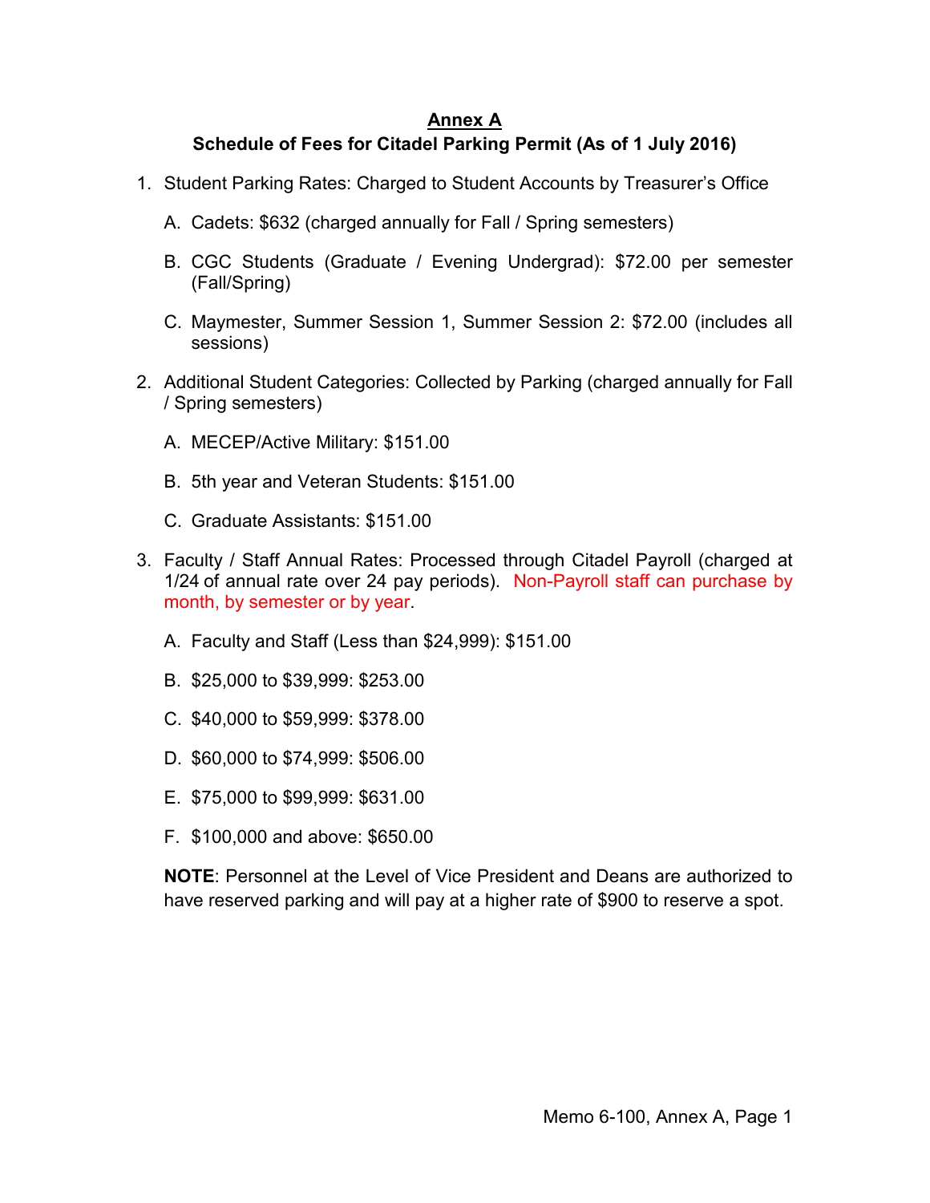# Annex A

## Schedule of Fees for Citadel Parking Permit (As of 1 July 2016)

1. Student Parking Rates: Charged to Student Accounts by Treasurer's Office

   A. Cadets: $632 (charged annually for Fall / Spring semesters)

   B. CGC Students (Graduate / Evening Undergrad): $72.00 per semester (Fall/Spring)

   C. Maymester, Summer Session 1, Summer Session 2: $72.00 (includes all sessions)

2. Additional Student Categories: Collected by Parking (charged annually for Fall / Spring semesters)

   A. MECEP/Active Military: $151.00

   B. 5th year and Veteran Students: $151.00

   C. Graduate Assistants: $151.00

3. Faculty / Staff Annual Rates: Processed through Citadel Payroll (charged at 1/24 of annual rate over 24 pay periods). Non-Payroll staff can purchase by month, by semester or by year.

   A. Faculty and Staff (Less than $24,999): $151.00

   B. $25,000 to $39,999: $253.00

   C. $40,000 to $59,999: $378.00

   D. $60,000 to $74,999: $506.00

   E. $75,000 to $99,999: $631.00

   F. $100,000 and above: $650.00

   **NOTE**: Personnel at the Level of Vice President and Deans are authorized to have reserved parking and will pay at a higher rate of $900 to reserve a spot.

Memo 6-100, Annex A, Page 1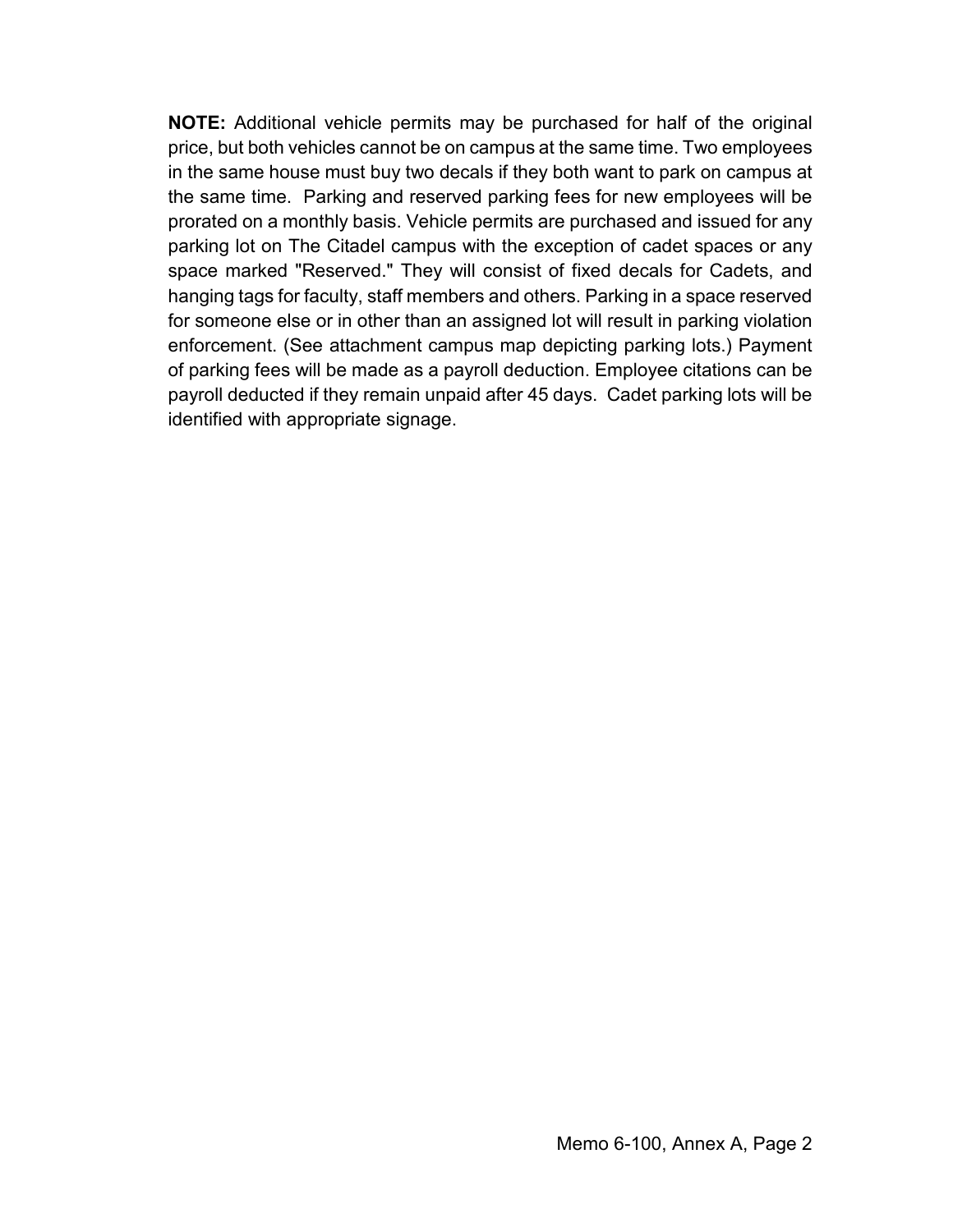**NOTE:** Additional vehicle permits may be purchased for half of the original price, but both vehicles cannot be on campus at the same time. Two employees in the same house must buy two decals if they both want to park on campus at the same time. Parking and reserved parking fees for new employees will be prorated on a monthly basis. Vehicle permits are purchased and issued for any parking lot on The Citadel campus with the exception of cadet spaces or any space marked "Reserved." They will consist of fixed decals for Cadets, and hanging tags for faculty, staff members and others. Parking in a space reserved for someone else or in other than an assigned lot will result in parking violation enforcement. (See attachment campus map depicting parking lots.) Payment of parking fees will be made as a payroll deduction. Employee citations can be payroll deducted if they remain unpaid after 45 days. Cadet parking lots will be identified with appropriate signage.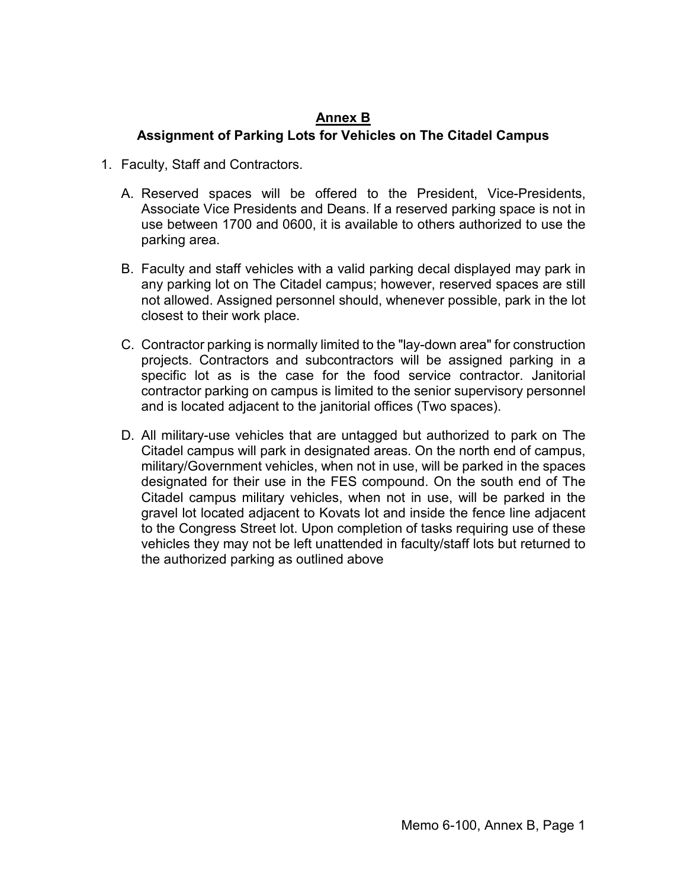# Annex B

## Assignment of Parking Lots for Vehicles on The Citadel Campus

1. Faculty, Staff and Contractors.

   A. Reserved spaces will be offered to the President, Vice-Presidents, Associate Vice Presidents and Deans. If a reserved parking space is not in use between 1700 and 0600, it is available to others authorized to use the parking area.

   B. Faculty and staff vehicles with a valid parking decal displayed may park in any parking lot on The Citadel campus; however, reserved spaces are still not allowed. Assigned personnel should, whenever possible, park in the lot closest to their work place.

   C. Contractor parking is normally limited to the "lay-down area" for construction projects. Contractors and subcontractors will be assigned parking in a specific lot as is the case for the food service contractor. Janitorial contractor parking on campus is limited to the senior supervisory personnel and is located adjacent to the janitorial offices (Two spaces).

   D. All military-use vehicles that are untagged but authorized to park on The Citadel campus will park in designated areas. On the north end of campus, military/Government vehicles, when not in use, will be parked in the spaces designated for their use in the FES compound. On the south end of The Citadel campus military vehicles, when not in use, will be parked in the gravel lot located adjacent to Kovats lot and inside the fence line adjacent to the Congress Street lot. Upon completion of tasks requiring use of these vehicles they may not be left unattended in faculty/staff lots but returned to the authorized parking as outlined above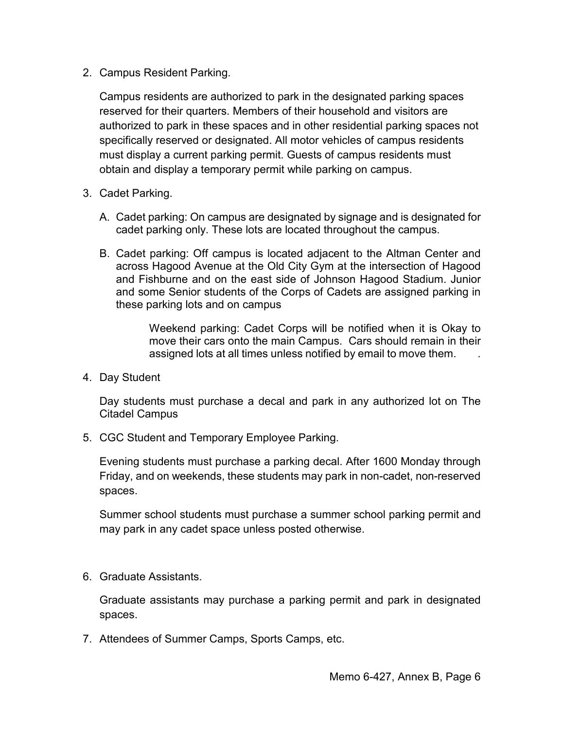2. Campus Resident Parking.

   Campus residents are authorized to park in the designated parking spaces reserved for their quarters. Members of their household and visitors are authorized to park in these spaces and in other residential parking spaces not specifically reserved or designated. All motor vehicles of campus residents must display a current parking permit. Guests of campus residents must obtain and display a temporary permit while parking on campus.

3. Cadet Parking.

   A. Cadet parking: On campus are designated by signage and is designated for cadet parking only. These lots are located throughout the campus.

   B. Cadet parking: Off campus is located adjacent to the Altman Center and across Hagood Avenue at the Old City Gym at the intersection of Hagood and Fishburne and on the east side of Johnson Hagood Stadium. Junior and some Senior students of the Corps of Cadets are assigned parking in these parking lots and on campus

      Weekend parking: Cadet Corps will be notified when it is Okay to move their cars onto the main Campus. Cars should remain in their assigned lots at all times unless notified by email to move them. .

4. Day Student

   Day students must purchase a decal and park in any authorized lot on The Citadel Campus

5. CGC Student and Temporary Employee Parking.

   Evening students must purchase a parking decal. After 1600 Monday through Friday, and on weekends, these students may park in non-cadet, non-reserved spaces.

   Summer school students must purchase a summer school parking permit and may park in any cadet space unless posted otherwise.

6. Graduate Assistants.

   Graduate assistants may purchase a parking permit and park in designated spaces.

7. Attendees of Summer Camps, Sports Camps, etc.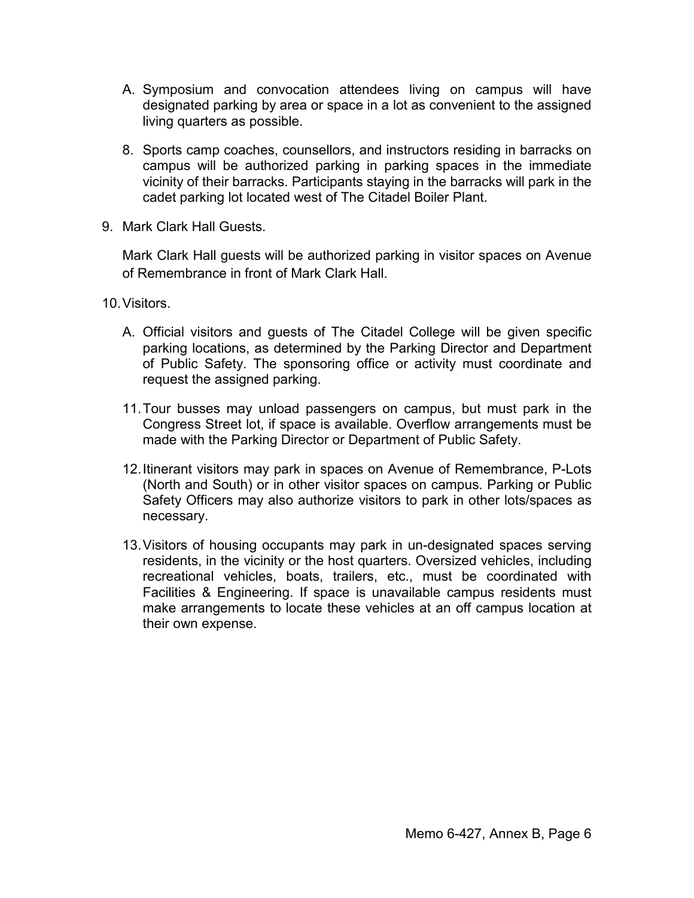A. Symposium and convocation attendees living on campus will have designated parking by area or space in a lot as convenient to the assigned living quarters as possible.

8. Sports camp coaches, counsellors, and instructors residing in barracks on campus will be authorized parking in parking spaces in the immediate vicinity of their barracks. Participants staying in the barracks will park in the cadet parking lot located west of The Citadel Boiler Plant.

9. Mark Clark Hall Guests.

   Mark Clark Hall guests will be authorized parking in visitor spaces on Avenue of Remembrance in front of Mark Clark Hall.

10. Visitors.

   A. Official visitors and guests of The Citadel College will be given specific parking locations, as determined by the Parking Director and Department of Public Safety. The sponsoring office or activity must coordinate and request the assigned parking.

   11. Tour busses may unload passengers on campus, but must park in the Congress Street lot, if space is available. Overflow arrangements must be made with the Parking Director or Department of Public Safety.

   12. Itinerant visitors may park in spaces on Avenue of Remembrance, P-Lots (North and South) or in other visitor spaces on campus. Parking or Public Safety Officers may also authorize visitors to park in other lots/spaces as necessary.

   13. Visitors of housing occupants may park in un-designated spaces serving residents, in the vicinity or the host quarters. Oversized vehicles, including recreational vehicles, boats, trailers, etc., must be coordinated with Facilities & Engineering. If space is unavailable campus residents must make arrangements to locate these vehicles at an off campus location at their own expense.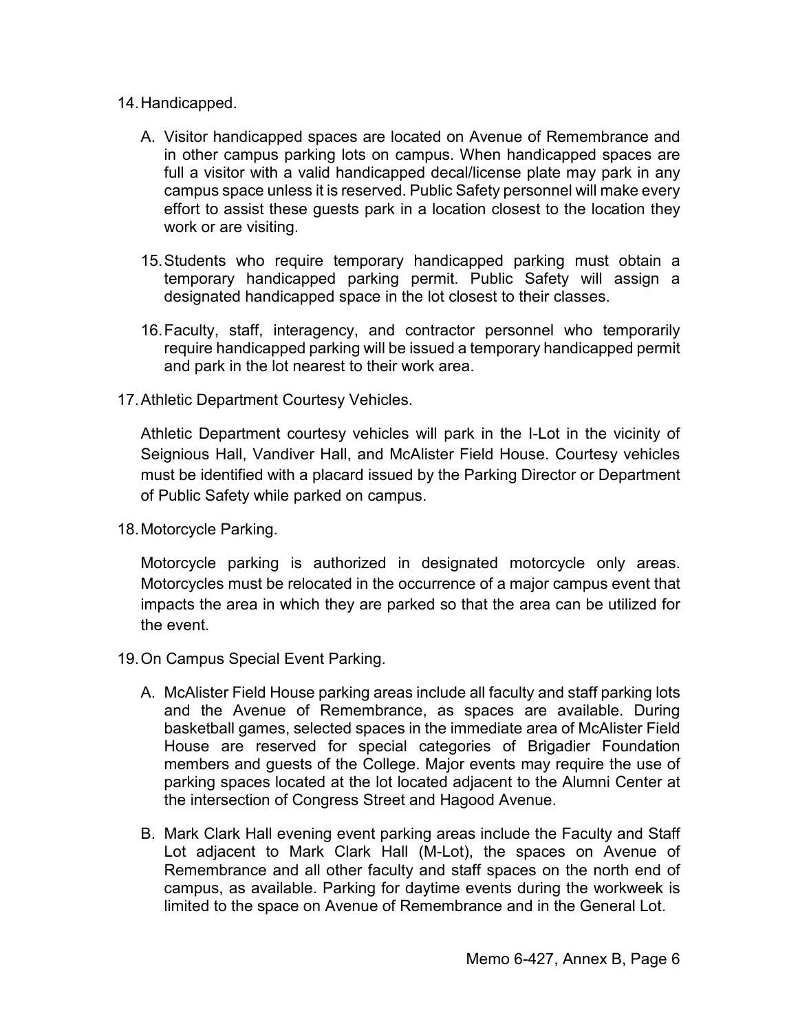14. Handicapped.

    A. Visitor handicapped spaces are located on Avenue of Remembrance and in other campus parking lots on campus. When handicapped spaces are full a visitor with a valid handicapped decal/license plate may park in any campus space unless it is reserved. Public Safety personnel will make every effort to assist these guests park in a location closest to the location they work or are visiting.

15. Students who require temporary handicapped parking must obtain a temporary handicapped parking permit. Public Safety will assign a designated handicapped space in the lot closest to their classes.

16. Faculty, staff, interagency, and contractor personnel who temporarily require handicapped parking will be issued a temporary handicapped permit and park in the lot nearest to their work area.

17. Athletic Department Courtesy Vehicles.

    Athletic Department courtesy vehicles will park in the I-Lot in the vicinity of Seignious Hall, Vandiver Hall, and McAlister Field House. Courtesy vehicles must be identified with a placard issued by the Parking Director or Department of Public Safety while parked on campus.

18. Motorcycle Parking.

    Motorcycle parking is authorized in designated motorcycle only areas. Motorcycles must be relocated in the occurrence of a major campus event that impacts the area in which they are parked so that the area can be utilized for the event.

19. On Campus Special Event Parking.

    A. McAlister Field House parking areas include all faculty and staff parking lots and the Avenue of Remembrance, as spaces are available. During basketball games, selected spaces in the immediate area of McAlister Field House are reserved for special categories of Brigadier Foundation members and guests of the College. Major events may require the use of parking spaces located at the lot located adjacent to the Alumni Center at the intersection of Congress Street and Hagood Avenue.

    B. Mark Clark Hall evening event parking areas include the Faculty and Staff Lot adjacent to Mark Clark Hall (M-Lot), the spaces on Avenue of Remembrance and all other faculty and staff spaces on the north end of campus, as available. Parking for daytime events during the workweek is limited to the space on Avenue of Remembrance and in the General Lot.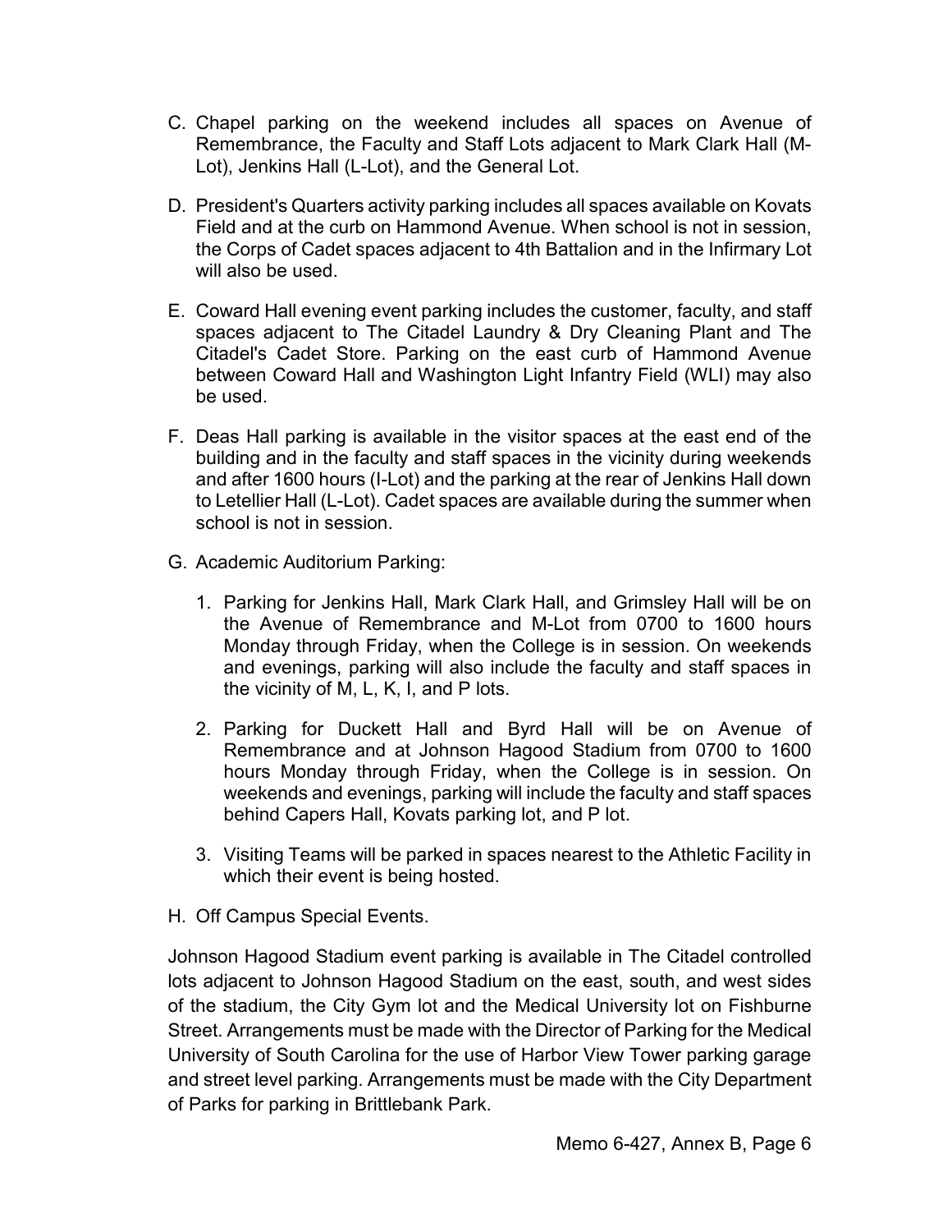C. Chapel parking on the weekend includes all spaces on Avenue of Remembrance, the Faculty and Staff Lots adjacent to Mark Clark Hall (M-Lot), Jenkins Hall (L-Lot), and the General Lot.

D. President's Quarters activity parking includes all spaces available on Kovats Field and at the curb on Hammond Avenue. When school is not in session, the Corps of Cadet spaces adjacent to 4th Battalion and in the Infirmary Lot will also be used.

E. Coward Hall evening event parking includes the customer, faculty, and staff spaces adjacent to The Citadel Laundry & Dry Cleaning Plant and The Citadel's Cadet Store. Parking on the east curb of Hammond Avenue between Coward Hall and Washington Light Infantry Field (WLI) may also be used.

F. Deas Hall parking is available in the visitor spaces at the east end of the building and in the faculty and staff spaces in the vicinity during weekends and after 1600 hours (I-Lot) and the parking at the rear of Jenkins Hall down to Letellier Hall (L-Lot). Cadet spaces are available during the summer when school is not in session.

G. Academic Auditorium Parking:

   1. Parking for Jenkins Hall, Mark Clark Hall, and Grimsley Hall will be on the Avenue of Remembrance and M-Lot from 0700 to 1600 hours Monday through Friday, when the College is in session. On weekends and evenings, parking will also include the faculty and staff spaces in the vicinity of M, L, K, I, and P lots.

   2. Parking for Duckett Hall and Byrd Hall will be on Avenue of Remembrance and at Johnson Hagood Stadium from 0700 to 1600 hours Monday through Friday, when the College is in session. On weekends and evenings, parking will include the faculty and staff spaces behind Capers Hall, Kovats parking lot, and P lot.

   3. Visiting Teams will be parked in spaces nearest to the Athletic Facility in which their event is being hosted.

H. Off Campus Special Events.

Johnson Hagood Stadium event parking is available in The Citadel controlled lots adjacent to Johnson Hagood Stadium on the east, south, and west sides of the stadium, the City Gym lot and the Medical University lot on Fishburne Street. Arrangements must be made with the Director of Parking for the Medical University of South Carolina for the use of Harbor View Tower parking garage and street level parking. Arrangements must be made with the City Department of Parks for parking in Brittlebank Park.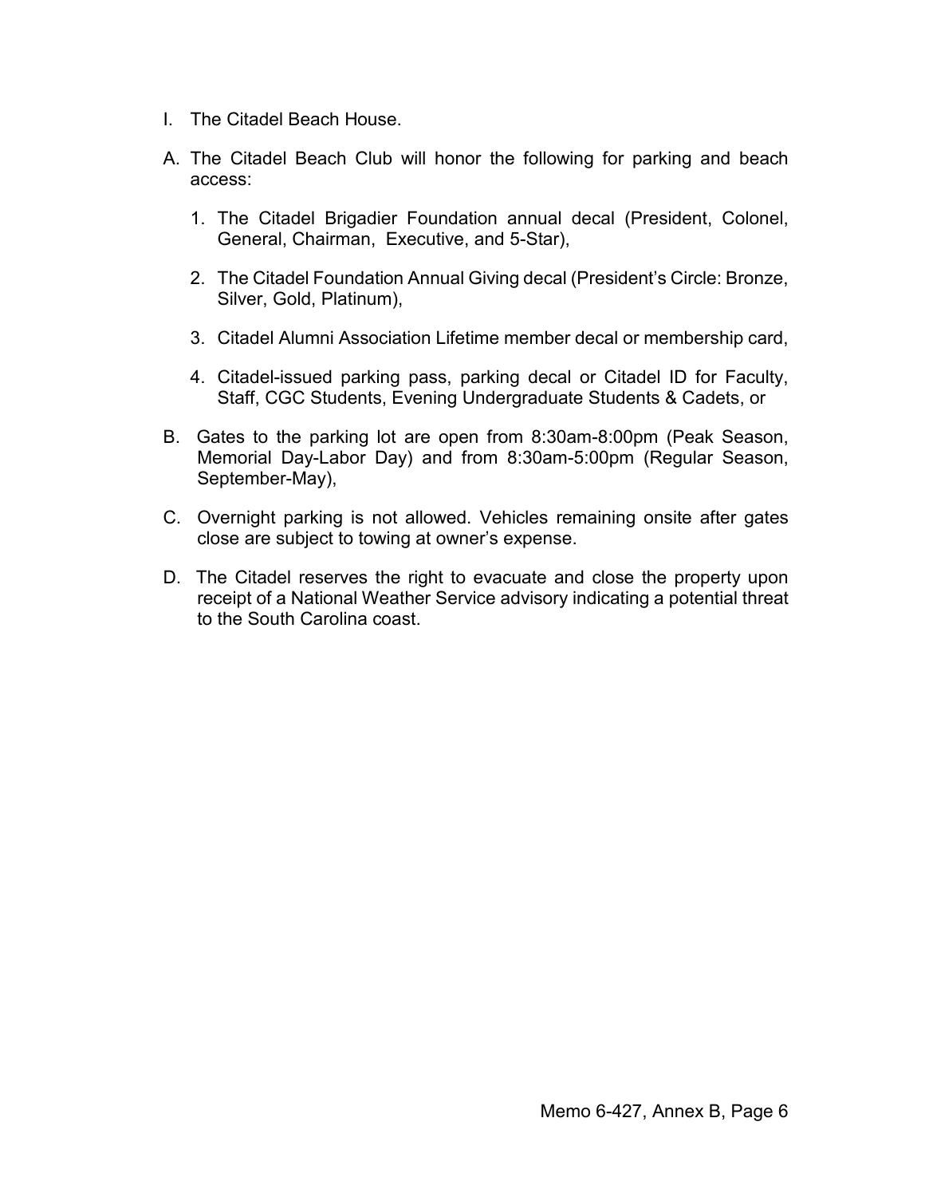I. The Citadel Beach House.

A. The Citadel Beach Club will honor the following for parking and beach access:

   1. The Citadel Brigadier Foundation annual decal (President, Colonel, General, Chairman, Executive, and 5-Star),

   2. The Citadel Foundation Annual Giving decal (President's Circle: Bronze, Silver, Gold, Platinum),

   3. Citadel Alumni Association Lifetime member decal or membership card,

   4. Citadel-issued parking pass, parking decal or Citadel ID for Faculty, Staff, CGC Students, Evening Undergraduate Students & Cadets, or

B. Gates to the parking lot are open from 8:30am-8:00pm (Peak Season, Memorial Day-Labor Day) and from 8:30am-5:00pm (Regular Season, September-May),

C. Overnight parking is not allowed. Vehicles remaining onsite after gates close are subject to towing at owner's expense.

D. The Citadel reserves the right to evacuate and close the property upon receipt of a National Weather Service advisory indicating a potential threat to the South Carolina coast.